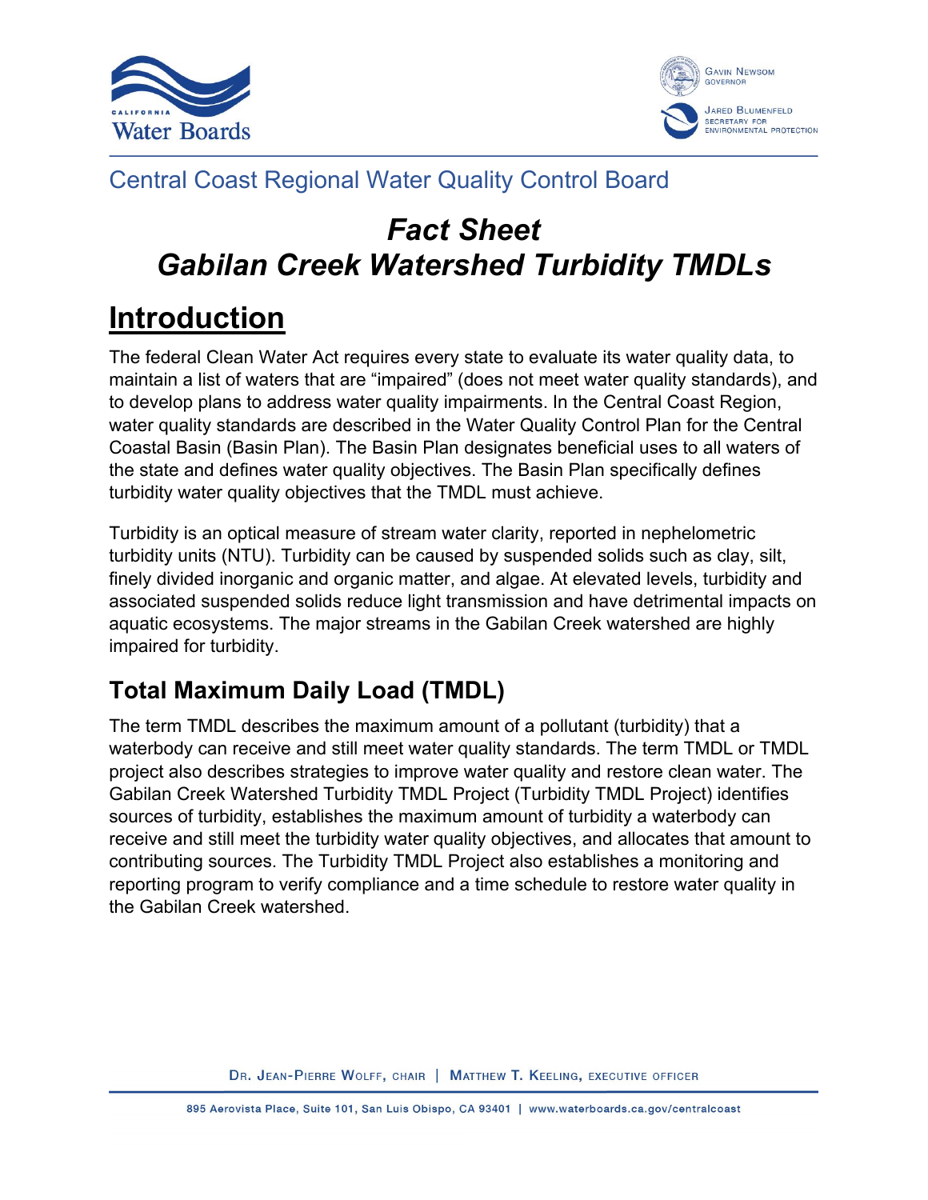California Water Boards

Gavin Newsom, Governor

Jared Blumenfeld, Secretary for Environmental Protection

Central Coast Regional Water Quality Control Board

# *Fact Sheet Gabilan Creek Watershed Turbidity TMDLs*

## Introduction

The federal Clean Water Act requires every state to evaluate its water quality data, to maintain a list of waters that are "impaired" (does not meet water quality standards), and to develop plans to address water quality impairments. In the Central Coast Region, water quality standards are described in the Water Quality Control Plan for the Central Coastal Basin (Basin Plan). The Basin Plan designates beneficial uses to all waters of the state and defines water quality objectives. The Basin Plan specifically defines turbidity water quality objectives that the TMDL must achieve.

Turbidity is an optical measure of stream water clarity, reported in nephelometric turbidity units (NTU). Turbidity can be caused by suspended solids such as clay, silt, finely divided inorganic and organic matter, and algae. At elevated levels, turbidity and associated suspended solids reduce light transmission and have detrimental impacts on aquatic ecosystems. The major streams in the Gabilan Creek watershed are highly impaired for turbidity.

### Total Maximum Daily Load (TMDL)

The term TMDL describes the maximum amount of a pollutant (turbidity) that a waterbody can receive and still meet water quality standards. The term TMDL or TMDL project also describes strategies to improve water quality and restore clean water. The Gabilan Creek Watershed Turbidity TMDL Project (Turbidity TMDL Project) identifies sources of turbidity, establishes the maximum amount of turbidity a waterbody can receive and still meet the turbidity water quality objectives, and allocates that amount to contributing sources. The Turbidity TMDL Project also establishes a monitoring and reporting program to verify compliance and a time schedule to restore water quality in the Gabilan Creek watershed.

Dr. Jean-Pierre Wolff, chair | Matthew T. Keeling, executive officer

895 Aerovista Place, Suite 101, San Luis Obispo, CA 93401 | www.waterboards.ca.gov/centralcoast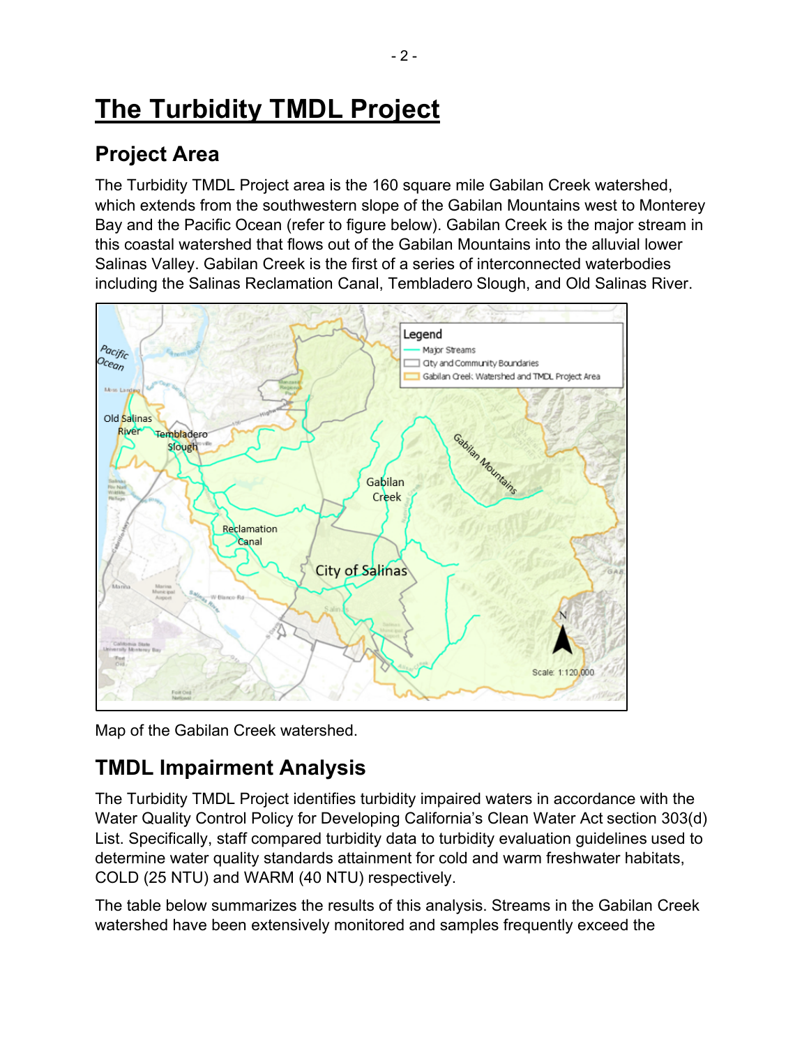# The Turbidity TMDL Project

## Project Area

The Turbidity TMDL Project area is the 160 square mile Gabilan Creek watershed, which extends from the southwestern slope of the Gabilan Mountains west to Monterey Bay and the Pacific Ocean (refer to figure below). Gabilan Creek is the major stream in this coastal watershed that flows out of the Gabilan Mountains into the alluvial lower Salinas Valley. Gabilan Creek is the first of a series of interconnected waterbodies including the Salinas Reclamation Canal, Tembladero Slough, and Old Salinas River.

Legend
Major Streams
City and Community Boundaries
Gabilan Creek Watershed and TMDL Project Area

Pacific Ocean
Old Salinas River
Tembladero Slough
Gabilan Creek
Gabilan Mountains
Reclamation Canal
City of Salinas
N
Scale: 1:120,000

Map of the Gabilan Creek watershed.

## TMDL Impairment Analysis

The Turbidity TMDL Project identifies turbidity impaired waters in accordance with the Water Quality Control Policy for Developing California's Clean Water Act section 303(d) List. Specifically, staff compared turbidity data to turbidity evaluation guidelines used to determine water quality standards attainment for cold and warm freshwater habitats, COLD (25 NTU) and WARM (40 NTU) respectively.

The table below summarizes the results of this analysis. Streams in the Gabilan Creek watershed have been extensively monitored and samples frequently exceed the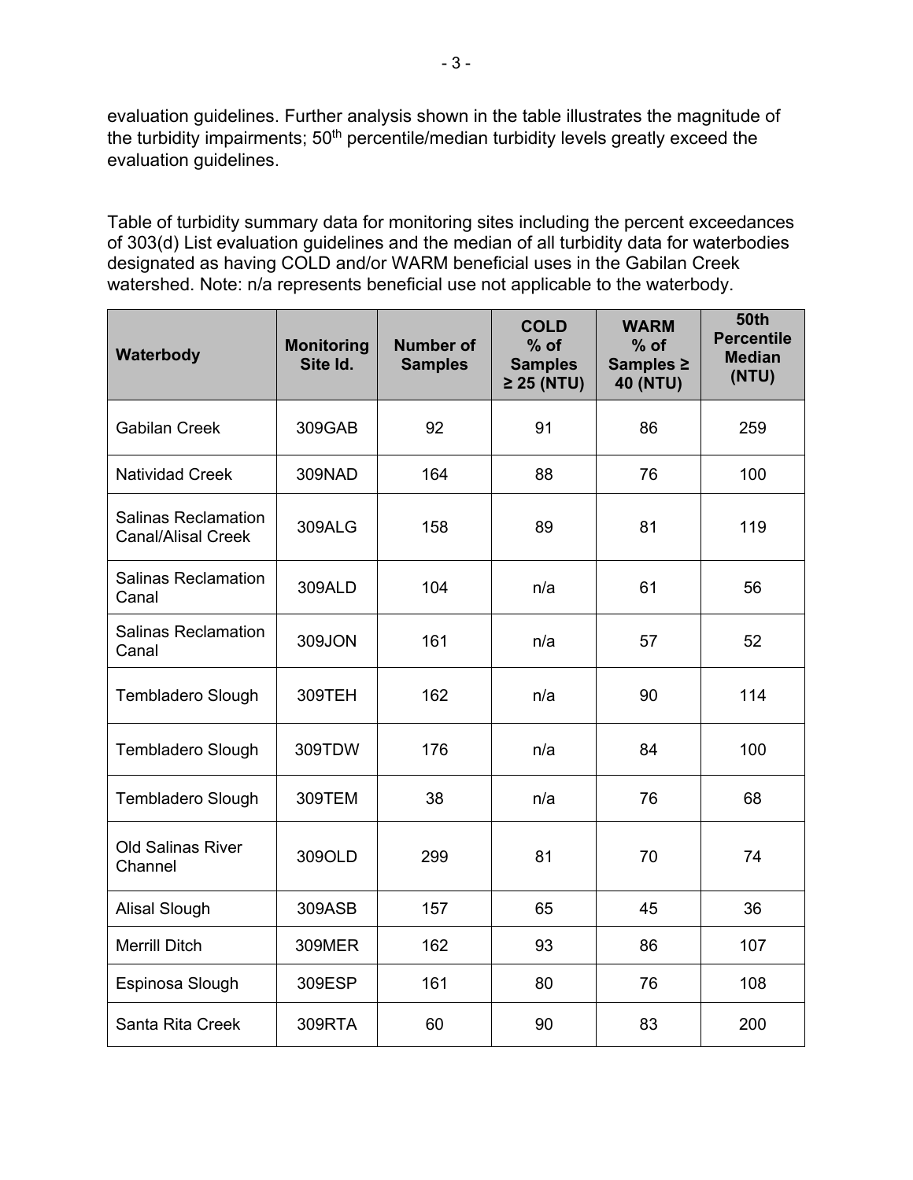evaluation guidelines. Further analysis shown in the table illustrates the magnitude of the turbidity impairments; 50th percentile/median turbidity levels greatly exceed the evaluation guidelines.

Table of turbidity summary data for monitoring sites including the percent exceedances of 303(d) List evaluation guidelines and the median of all turbidity data for waterbodies designated as having COLD and/or WARM beneficial uses in the Gabilan Creek watershed. Note: n/a represents beneficial use not applicable to the waterbody.

| Waterbody | Monitoring Site Id. | Number of Samples | COLD % of Samples ≥ 25 (NTU) | WARM % of Samples ≥ 40 (NTU) | 50th Percentile Median (NTU) |
|---|---|---|---|---|---|
| Gabilan Creek | 309GAB | 92 | 91 | 86 | 259 |
| Natividad Creek | 309NAD | 164 | 88 | 76 | 100 |
| Salinas Reclamation Canal/Alisal Creek | 309ALG | 158 | 89 | 81 | 119 |
| Salinas Reclamation Canal | 309ALD | 104 | n/a | 61 | 56 |
| Salinas Reclamation Canal | 309JON | 161 | n/a | 57 | 52 |
| Tembladero Slough | 309TEH | 162 | n/a | 90 | 114 |
| Tembladero Slough | 309TDW | 176 | n/a | 84 | 100 |
| Tembladero Slough | 309TEM | 38 | n/a | 76 | 68 |
| Old Salinas River Channel | 309OLD | 299 | 81 | 70 | 74 |
| Alisal Slough | 309ASB | 157 | 65 | 45 | 36 |
| Merrill Ditch | 309MER | 162 | 93 | 86 | 107 |
| Espinosa Slough | 309ESP | 161 | 80 | 76 | 108 |
| Santa Rita Creek | 309RTA | 60 | 90 | 83 | 200 |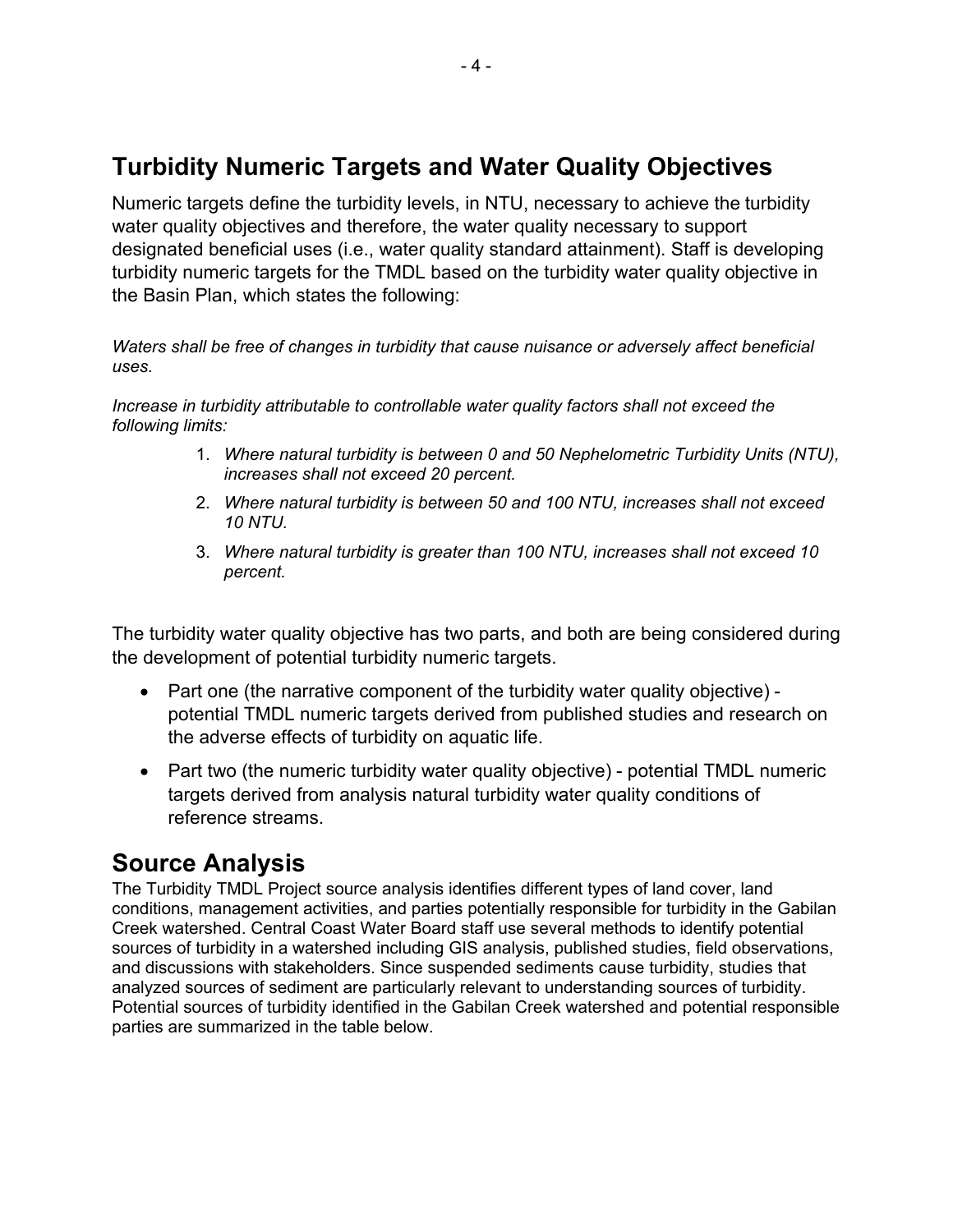## Turbidity Numeric Targets and Water Quality Objectives

Numeric targets define the turbidity levels, in NTU, necessary to achieve the turbidity water quality objectives and therefore, the water quality necessary to support designated beneficial uses (i.e., water quality standard attainment). Staff is developing turbidity numeric targets for the TMDL based on the turbidity water quality objective in the Basin Plan, which states the following:

*Waters shall be free of changes in turbidity that cause nuisance or adversely affect beneficial uses.*

*Increase in turbidity attributable to controllable water quality factors shall not exceed the following limits:*

1. *Where natural turbidity is between 0 and 50 Nephelometric Turbidity Units (NTU), increases shall not exceed 20 percent.*
2. *Where natural turbidity is between 50 and 100 NTU, increases shall not exceed 10 NTU.*
3. *Where natural turbidity is greater than 100 NTU, increases shall not exceed 10 percent.*

The turbidity water quality objective has two parts, and both are being considered during the development of potential turbidity numeric targets.

- Part one (the narrative component of the turbidity water quality objective) - potential TMDL numeric targets derived from published studies and research on the adverse effects of turbidity on aquatic life.
- Part two (the numeric turbidity water quality objective) - potential TMDL numeric targets derived from analysis natural turbidity water quality conditions of reference streams.

## Source Analysis

The Turbidity TMDL Project source analysis identifies different types of land cover, land conditions, management activities, and parties potentially responsible for turbidity in the Gabilan Creek watershed. Central Coast Water Board staff use several methods to identify potential sources of turbidity in a watershed including GIS analysis, published studies, field observations, and discussions with stakeholders. Since suspended sediments cause turbidity, studies that analyzed sources of sediment are particularly relevant to understanding sources of turbidity. Potential sources of turbidity identified in the Gabilan Creek watershed and potential responsible parties are summarized in the table below.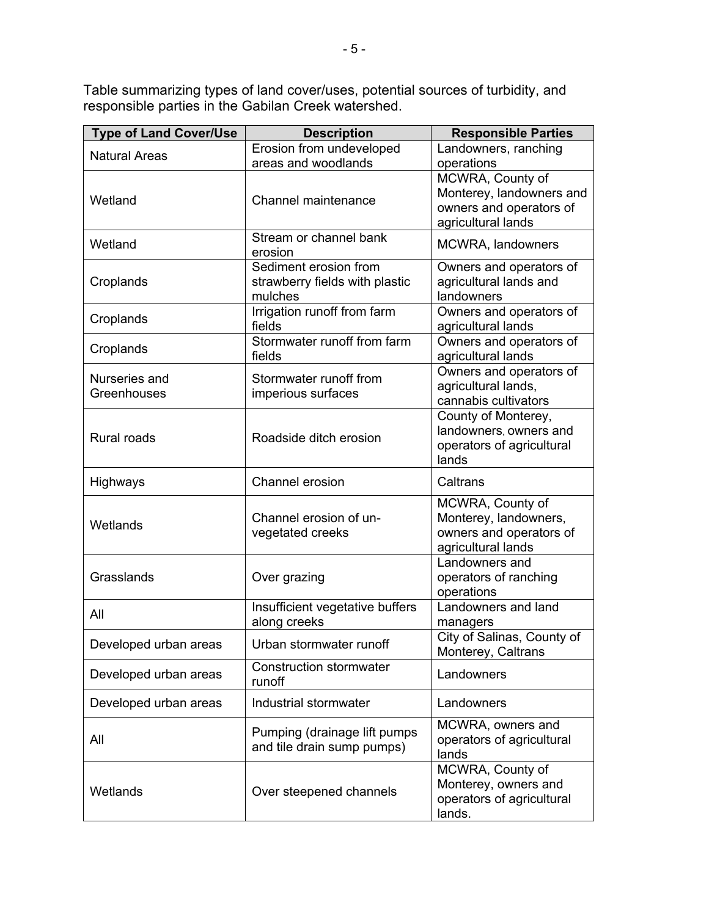Table summarizing types of land cover/uses, potential sources of turbidity, and responsible parties in the Gabilan Creek watershed.

| Type of Land Cover/Use | Description | Responsible Parties |
| --- | --- | --- |
| Natural Areas | Erosion from undeveloped areas and woodlands | Landowners, ranching operations |
| Wetland | Channel maintenance | MCWRA, County of Monterey, landowners and owners and operators of agricultural lands |
| Wetland | Stream or channel bank erosion | MCWRA, landowners |
| Croplands | Sediment erosion from strawberry fields with plastic mulches | Owners and operators of agricultural lands and landowners |
| Croplands | Irrigation runoff from farm fields | Owners and operators of agricultural lands |
| Croplands | Stormwater runoff from farm fields | Owners and operators of agricultural lands |
| Nurseries and Greenhouses | Stormwater runoff from imperious surfaces | Owners and operators of agricultural lands, cannabis cultivators |
| Rural roads | Roadside ditch erosion | County of Monterey, landowners, owners and operators of agricultural lands |
| Highways | Channel erosion | Caltrans |
| Wetlands | Channel erosion of un-vegetated creeks | MCWRA, County of Monterey, landowners, owners and operators of agricultural lands |
| Grasslands | Over grazing | Landowners and operators of ranching operations |
| All | Insufficient vegetative buffers along creeks | Landowners and land managers |
| Developed urban areas | Urban stormwater runoff | City of Salinas, County of Monterey, Caltrans |
| Developed urban areas | Construction stormwater runoff | Landowners |
| Developed urban areas | Industrial stormwater | Landowners |
| All | Pumping (drainage lift pumps and tile drain sump pumps) | MCWRA, owners and operators of agricultural lands |
| Wetlands | Over steepened channels | MCWRA, County of Monterey, owners and operators of agricultural lands. |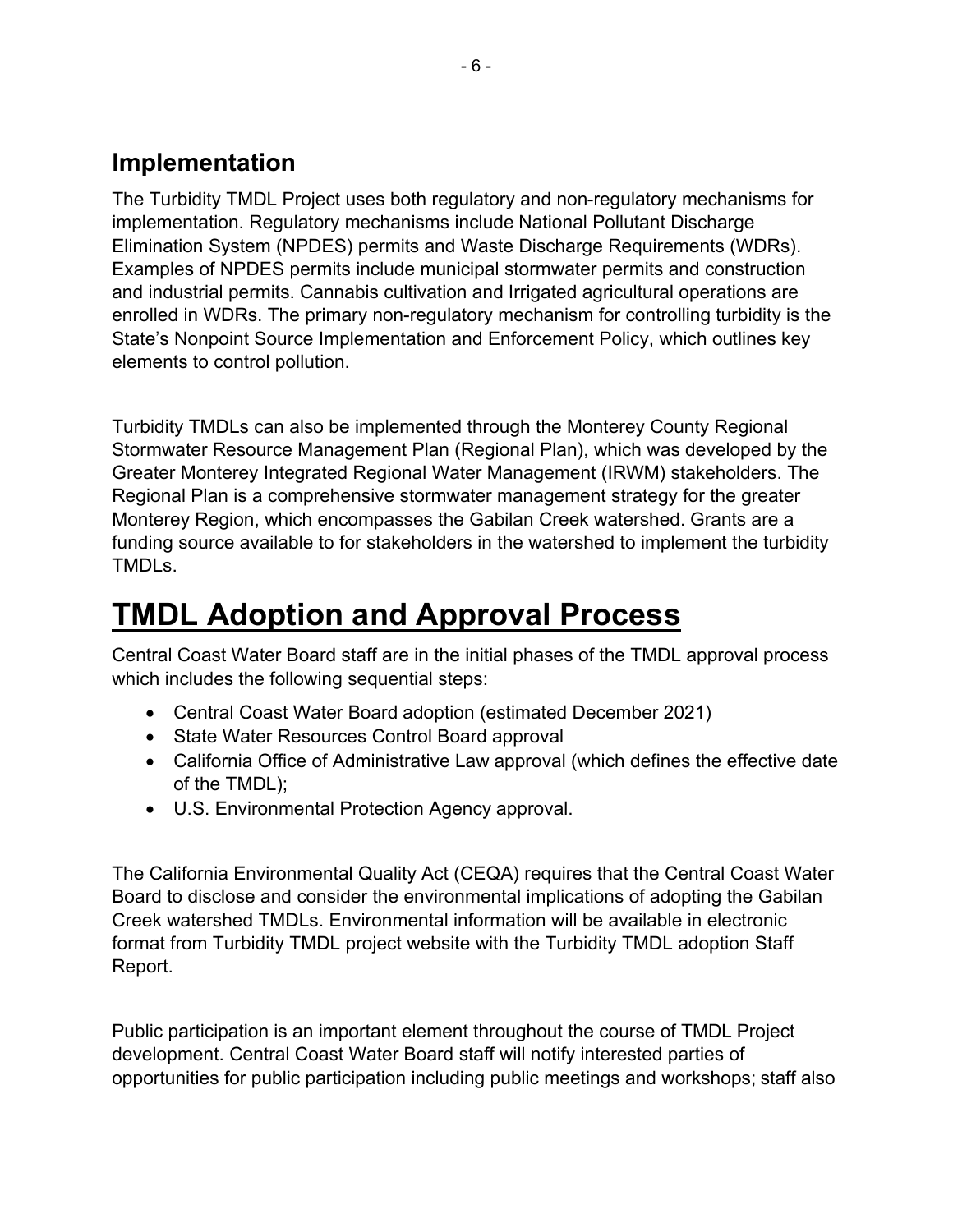## Implementation

The Turbidity TMDL Project uses both regulatory and non-regulatory mechanisms for implementation. Regulatory mechanisms include National Pollutant Discharge Elimination System (NPDES) permits and Waste Discharge Requirements (WDRs). Examples of NPDES permits include municipal stormwater permits and construction and industrial permits. Cannabis cultivation and Irrigated agricultural operations are enrolled in WDRs. The primary non-regulatory mechanism for controlling turbidity is the State's Nonpoint Source Implementation and Enforcement Policy, which outlines key elements to control pollution.

Turbidity TMDLs can also be implemented through the Monterey County Regional Stormwater Resource Management Plan (Regional Plan), which was developed by the Greater Monterey Integrated Regional Water Management (IRWM) stakeholders. The Regional Plan is a comprehensive stormwater management strategy for the greater Monterey Region, which encompasses the Gabilan Creek watershed. Grants are a funding source available to for stakeholders in the watershed to implement the turbidity TMDLs.

# TMDL Adoption and Approval Process

Central Coast Water Board staff are in the initial phases of the TMDL approval process which includes the following sequential steps:

- Central Coast Water Board adoption (estimated December 2021)
- State Water Resources Control Board approval
- California Office of Administrative Law approval (which defines the effective date of the TMDL);
- U.S. Environmental Protection Agency approval.

The California Environmental Quality Act (CEQA) requires that the Central Coast Water Board to disclose and consider the environmental implications of adopting the Gabilan Creek watershed TMDLs. Environmental information will be available in electronic format from Turbidity TMDL project website with the Turbidity TMDL adoption Staff Report.

Public participation is an important element throughout the course of TMDL Project development. Central Coast Water Board staff will notify interested parties of opportunities for public participation including public meetings and workshops; staff also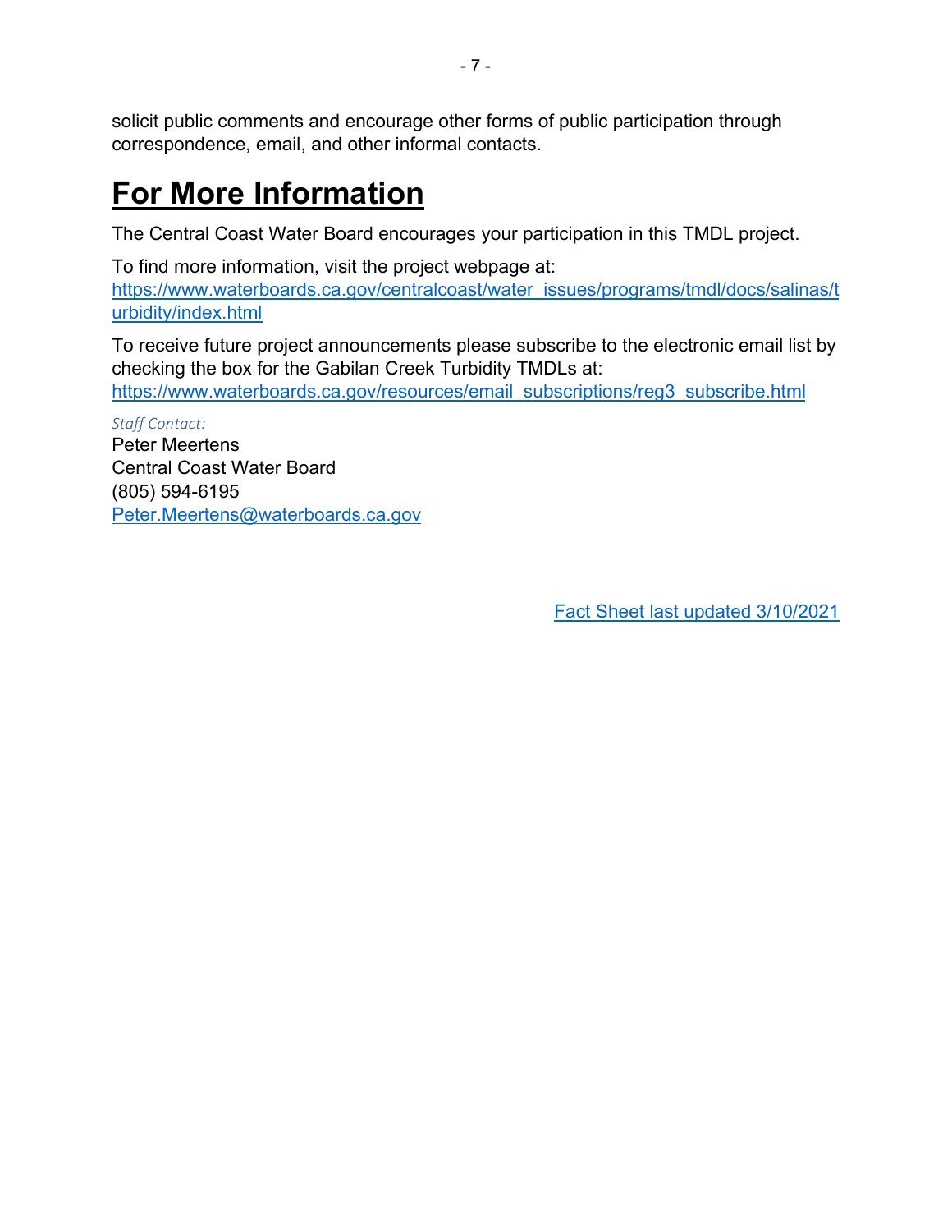solicit public comments and encourage other forms of public participation through correspondence, email, and other informal contacts.

# For More Information

The Central Coast Water Board encourages your participation in this TMDL project.

To find more information, visit the project webpage at: [https://www.waterboards.ca.gov/centralcoast/water_issues/programs/tmdl/docs/salinas/turbidity/index.html](https://www.waterboards.ca.gov/centralcoast/water_issues/programs/tmdl/docs/salinas/turbidity/index.html)

To receive future project announcements please subscribe to the electronic email list by checking the box for the Gabilan Creek Turbidity TMDLs at: [https://www.waterboards.ca.gov/resources/email_subscriptions/reg3_subscribe.html](https://www.waterboards.ca.gov/resources/email_subscriptions/reg3_subscribe.html)

*Staff Contact:*
Peter Meertens
Central Coast Water Board
(805) 594-6195
[Peter.Meertens@waterboards.ca.gov](mailto:Peter.Meertens@waterboards.ca.gov)

Fact Sheet last updated 3/10/2021